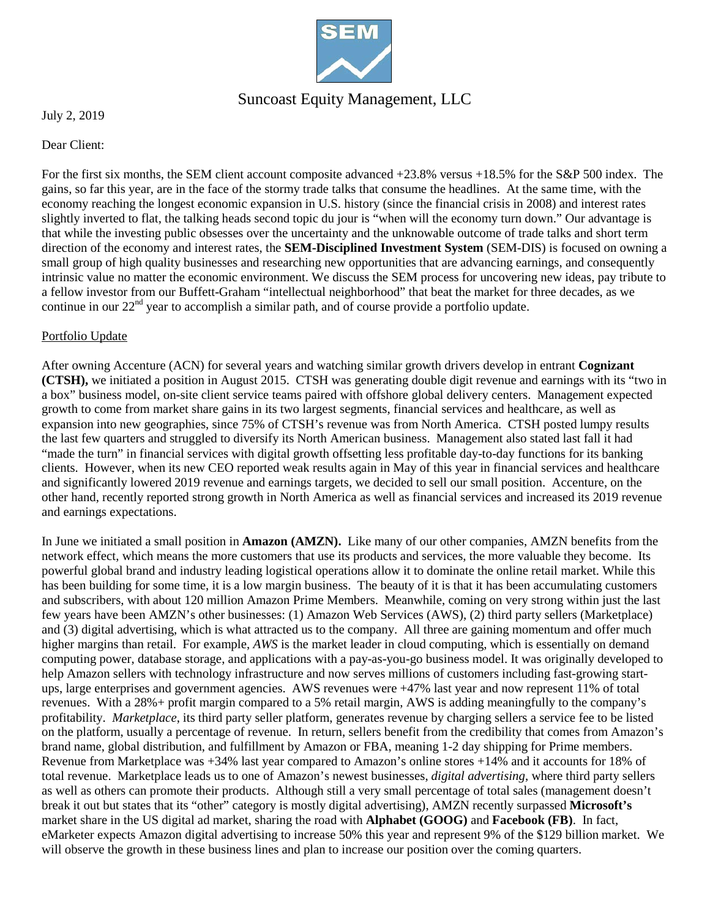Suncoast Equity Management, LLC

July 2, 2019

Dear Client:

For the first six months, the SEM client account composite advanced +23.8% versus +18.5% for the S&P 500 index. The gains, so far this year, are in the face of the stormy trade talks that consume the headlines. At the same time, with the economy reaching the longest economic expansion in U.S. history (since the financial crisis in 2008) and interest rates slightly inverted to flat, the talking heads second topic du jour is "when will the economy turn down." Our advantage is that while the investing public obsesses over the uncertainty and the unknowable outcome of trade talks and short term direction of the economy and interest rates, the **SEM-Disciplined Investment System** (SEM-DIS) is focused on owning a small group of high quality businesses and researching new opportunities that are advancing earnings, and consequently intrinsic value no matter the economic environment. We discuss the SEM process for uncovering new ideas, pay tribute to a fellow investor from our Buffett-Graham "intellectual neighborhood" that beat the market for three decades, as we continue in our 22nd year to accomplish a similar path, and of course provide a portfolio update.

## Portfolio Update

After owning Accenture (ACN) for several years and watching similar growth drivers develop in entrant **Cognizant (CTSH),** we initiated a position in August 2015. CTSH was generating double digit revenue and earnings with its "two in a box" business model, on-site client service teams paired with offshore global delivery centers. Management expected growth to come from market share gains in its two largest segments, financial services and healthcare, as well as expansion into new geographies, since 75% of CTSH's revenue was from North America. CTSH posted lumpy results the last few quarters and struggled to diversify its North American business. Management also stated last fall it had "made the turn" in financial services with digital growth offsetting less profitable day-to-day functions for its banking clients. However, when its new CEO reported weak results again in May of this year in financial services and healthcare and significantly lowered 2019 revenue and earnings targets, we decided to sell our small position. Accenture, on the other hand, recently reported strong growth in North America as well as financial services and increased its 2019 revenue and earnings expectations.

In June we initiated a small position in **Amazon (AMZN).** Like many of our other companies, AMZN benefits from the network effect, which means the more customers that use its products and services, the more valuable they become. Its powerful global brand and industry leading logistical operations allow it to dominate the online retail market. While this has been building for some time, it is a low margin business. The beauty of it is that it has been accumulating customers and subscribers, with about 120 million Amazon Prime Members. Meanwhile, coming on very strong within just the last few years have been AMZN's other businesses: (1) Amazon Web Services (AWS), (2) third party sellers (Marketplace) and (3) digital advertising, which is what attracted us to the company. All three are gaining momentum and offer much higher margins than retail. For example, *AWS* is the market leader in cloud computing, which is essentially on demand computing power, database storage, and applications with a pay-as-you-go business model. It was originally developed to help Amazon sellers with technology infrastructure and now serves millions of customers including fast-growing start-ups, large enterprises and government agencies. AWS revenues were +47% last year and now represent 11% of total revenues. With a 28%+ profit margin compared to a 5% retail margin, AWS is adding meaningfully to the company's profitability. *Marketplace*, its third party seller platform, generates revenue by charging sellers a service fee to be listed on the platform, usually a percentage of revenue. In return, sellers benefit from the credibility that comes from Amazon's brand name, global distribution, and fulfillment by Amazon or FBA, meaning 1-2 day shipping for Prime members. Revenue from Marketplace was +34% last year compared to Amazon's online stores +14% and it accounts for 18% of total revenue. Marketplace leads us to one of Amazon's newest businesses, *digital advertising*, where third party sellers as well as others can promote their products. Although still a very small percentage of total sales (management doesn't break it out but states that its "other" category is mostly digital advertising), AMZN recently surpassed **Microsoft's** market share in the US digital ad market, sharing the road with **Alphabet (GOOG)** and **Facebook (FB)**. In fact, eMarketer expects Amazon digital advertising to increase 50% this year and represent 9% of the $129 billion market. We will observe the growth in these business lines and plan to increase our position over the coming quarters.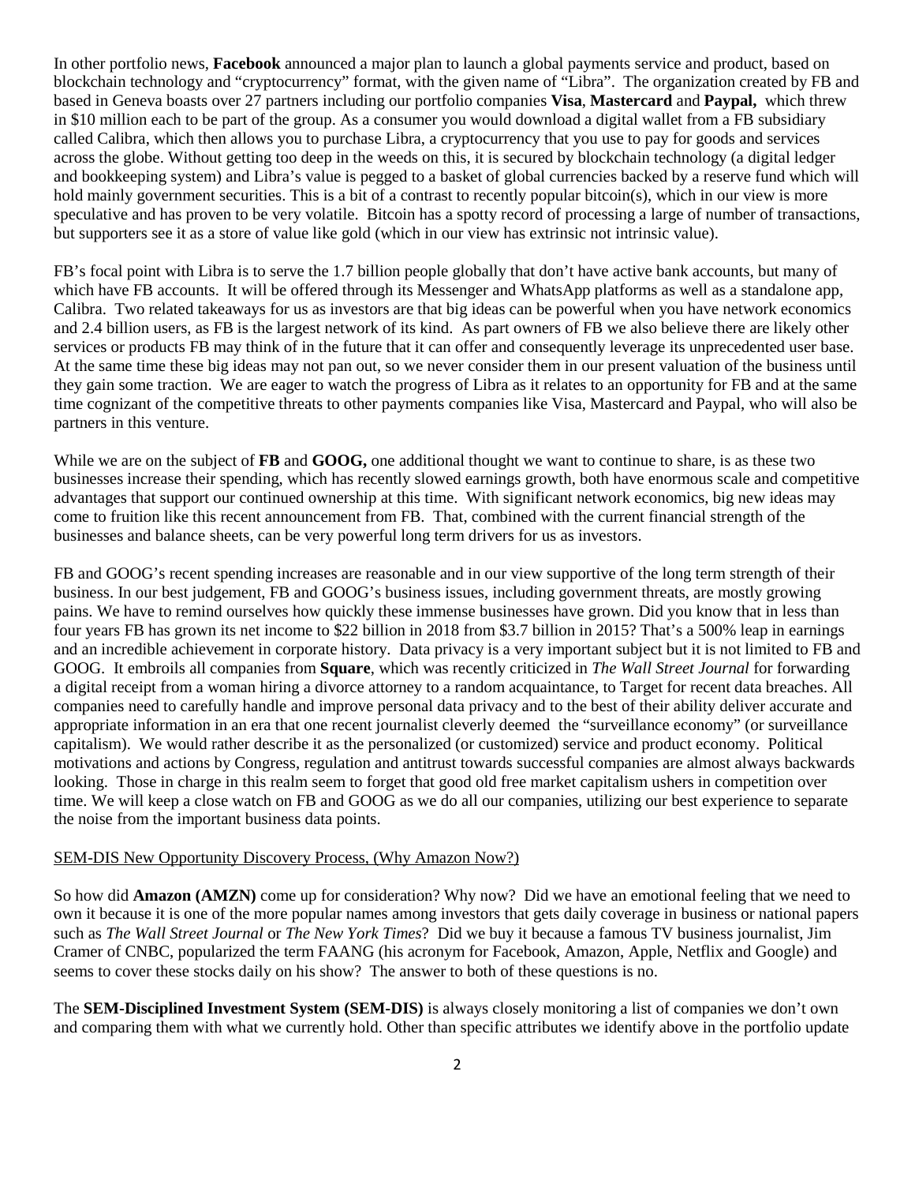In other portfolio news, **Facebook** announced a major plan to launch a global payments service and product, based on blockchain technology and "cryptocurrency" format, with the given name of "Libra". The organization created by FB and based in Geneva boasts over 27 partners including our portfolio companies **Visa**, **Mastercard** and **Paypal,** which threw in $10 million each to be part of the group. As a consumer you would download a digital wallet from a FB subsidiary called Calibra, which then allows you to purchase Libra, a cryptocurrency that you use to pay for goods and services across the globe. Without getting too deep in the weeds on this, it is secured by blockchain technology (a digital ledger and bookkeeping system) and Libra's value is pegged to a basket of global currencies backed by a reserve fund which will hold mainly government securities. This is a bit of a contrast to recently popular bitcoin(s), which in our view is more speculative and has proven to be very volatile. Bitcoin has a spotty record of processing a large of number of transactions, but supporters see it as a store of value like gold (which in our view has extrinsic not intrinsic value).

FB's focal point with Libra is to serve the 1.7 billion people globally that don't have active bank accounts, but many of which have FB accounts. It will be offered through its Messenger and WhatsApp platforms as well as a standalone app, Calibra. Two related takeaways for us as investors are that big ideas can be powerful when you have network economics and 2.4 billion users, as FB is the largest network of its kind. As part owners of FB we also believe there are likely other services or products FB may think of in the future that it can offer and consequently leverage its unprecedented user base. At the same time these big ideas may not pan out, so we never consider them in our present valuation of the business until they gain some traction. We are eager to watch the progress of Libra as it relates to an opportunity for FB and at the same time cognizant of the competitive threats to other payments companies like Visa, Mastercard and Paypal, who will also be partners in this venture.

While we are on the subject of **FB** and **GOOG,** one additional thought we want to continue to share, is as these two businesses increase their spending, which has recently slowed earnings growth, both have enormous scale and competitive advantages that support our continued ownership at this time. With significant network economics, big new ideas may come to fruition like this recent announcement from FB. That, combined with the current financial strength of the businesses and balance sheets, can be very powerful long term drivers for us as investors.

FB and GOOG's recent spending increases are reasonable and in our view supportive of the long term strength of their business. In our best judgement, FB and GOOG's business issues, including government threats, are mostly growing pains. We have to remind ourselves how quickly these immense businesses have grown. Did you know that in less than four years FB has grown its net income to $22 billion in 2018 from $3.7 billion in 2015? That's a 500% leap in earnings and an incredible achievement in corporate history. Data privacy is a very important subject but it is not limited to FB and GOOG. It embroils all companies from **Square**, which was recently criticized in *The Wall Street Journal* for forwarding a digital receipt from a woman hiring a divorce attorney to a random acquaintance, to Target for recent data breaches. All companies need to carefully handle and improve personal data privacy and to the best of their ability deliver accurate and appropriate information in an era that one recent journalist cleverly deemed the "surveillance economy" (or surveillance capitalism). We would rather describe it as the personalized (or customized) service and product economy. Political motivations and actions by Congress, regulation and antitrust towards successful companies are almost always backwards looking. Those in charge in this realm seem to forget that good old free market capitalism ushers in competition over time. We will keep a close watch on FB and GOOG as we do all our companies, utilizing our best experience to separate the noise from the important business data points.

<u>SEM-DIS New Opportunity Discovery Process, (Why Amazon Now?)</u>

So how did **Amazon (AMZN)** come up for consideration? Why now? Did we have an emotional feeling that we need to own it because it is one of the more popular names among investors that gets daily coverage in business or national papers such as *The Wall Street Journal* or *The New York Times*? Did we buy it because a famous TV business journalist, Jim Cramer of CNBC, popularized the term FAANG (his acronym for Facebook, Amazon, Apple, Netflix and Google) and seems to cover these stocks daily on his show? The answer to both of these questions is no.

The **SEM-Disciplined Investment System (SEM-DIS)** is always closely monitoring a list of companies we don't own and comparing them with what we currently hold. Other than specific attributes we identify above in the portfolio update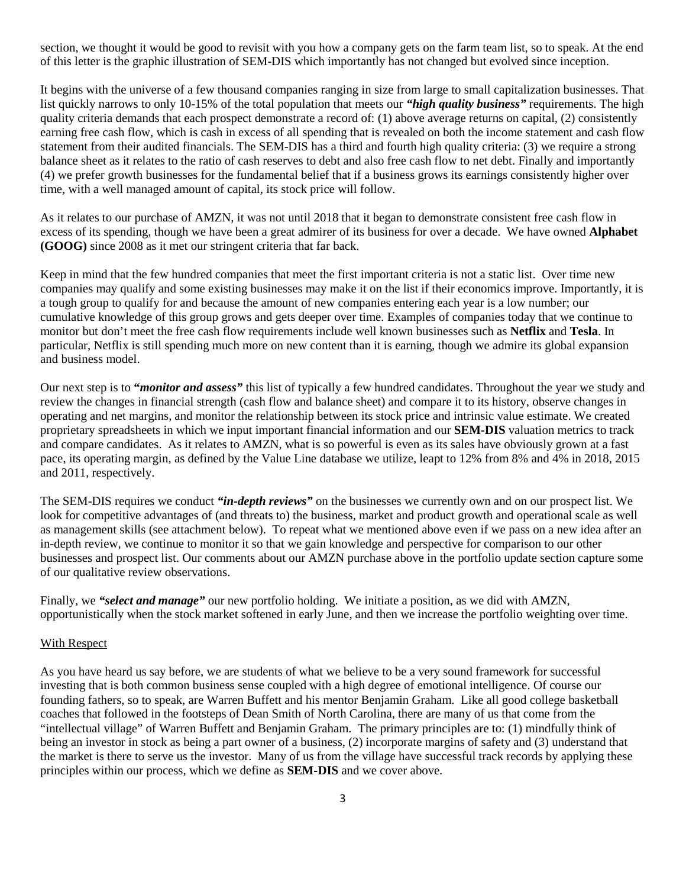section, we thought it would be good to revisit with you how a company gets on the farm team list, so to speak. At the end of this letter is the graphic illustration of SEM-DIS which importantly has not changed but evolved since inception.

It begins with the universe of a few thousand companies ranging in size from large to small capitalization businesses. That list quickly narrows to only 10-15% of the total population that meets our ***"high quality business"*** requirements. The high quality criteria demands that each prospect demonstrate a record of: (1) above average returns on capital, (2) consistently earning free cash flow, which is cash in excess of all spending that is revealed on both the income statement and cash flow statement from their audited financials. The SEM-DIS has a third and fourth high quality criteria: (3) we require a strong balance sheet as it relates to the ratio of cash reserves to debt and also free cash flow to net debt. Finally and importantly (4) we prefer growth businesses for the fundamental belief that if a business grows its earnings consistently higher over time, with a well managed amount of capital, its stock price will follow.

As it relates to our purchase of AMZN, it was not until 2018 that it began to demonstrate consistent free cash flow in excess of its spending, though we have been a great admirer of its business for over a decade. We have owned **Alphabet (GOOG)** since 2008 as it met our stringent criteria that far back.

Keep in mind that the few hundred companies that meet the first important criteria is not a static list. Over time new companies may qualify and some existing businesses may make it on the list if their economics improve. Importantly, it is a tough group to qualify for and because the amount of new companies entering each year is a low number; our cumulative knowledge of this group grows and gets deeper over time. Examples of companies today that we continue to monitor but don't meet the free cash flow requirements include well known businesses such as **Netflix** and **Tesla**. In particular, Netflix is still spending much more on new content than it is earning, though we admire its global expansion and business model.

Our next step is to ***"monitor and assess"*** this list of typically a few hundred candidates. Throughout the year we study and review the changes in financial strength (cash flow and balance sheet) and compare it to its history, observe changes in operating and net margins, and monitor the relationship between its stock price and intrinsic value estimate. We created proprietary spreadsheets in which we input important financial information and our **SEM-DIS** valuation metrics to track and compare candidates. As it relates to AMZN, what is so powerful is even as its sales have obviously grown at a fast pace, its operating margin, as defined by the Value Line database we utilize, leapt to 12% from 8% and 4% in 2018, 2015 and 2011, respectively.

The SEM-DIS requires we conduct ***"in-depth reviews"*** on the businesses we currently own and on our prospect list. We look for competitive advantages of (and threats to) the business, market and product growth and operational scale as well as management skills (see attachment below). To repeat what we mentioned above even if we pass on a new idea after an in-depth review, we continue to monitor it so that we gain knowledge and perspective for comparison to our other businesses and prospect list. Our comments about our AMZN purchase above in the portfolio update section capture some of our qualitative review observations.

Finally, we ***"select and manage"*** our new portfolio holding. We initiate a position, as we did with AMZN, opportunistically when the stock market softened in early June, and then we increase the portfolio weighting over time.

## With Respect

As you have heard us say before, we are students of what we believe to be a very sound framework for successful investing that is both common business sense coupled with a high degree of emotional intelligence. Of course our founding fathers, so to speak, are Warren Buffett and his mentor Benjamin Graham. Like all good college basketball coaches that followed in the footsteps of Dean Smith of North Carolina, there are many of us that come from the "intellectual village" of Warren Buffett and Benjamin Graham. The primary principles are to: (1) mindfully think of being an investor in stock as being a part owner of a business, (2) incorporate margins of safety and (3) understand that the market is there to serve us the investor. Many of us from the village have successful track records by applying these principles within our process, which we define as **SEM-DIS** and we cover above.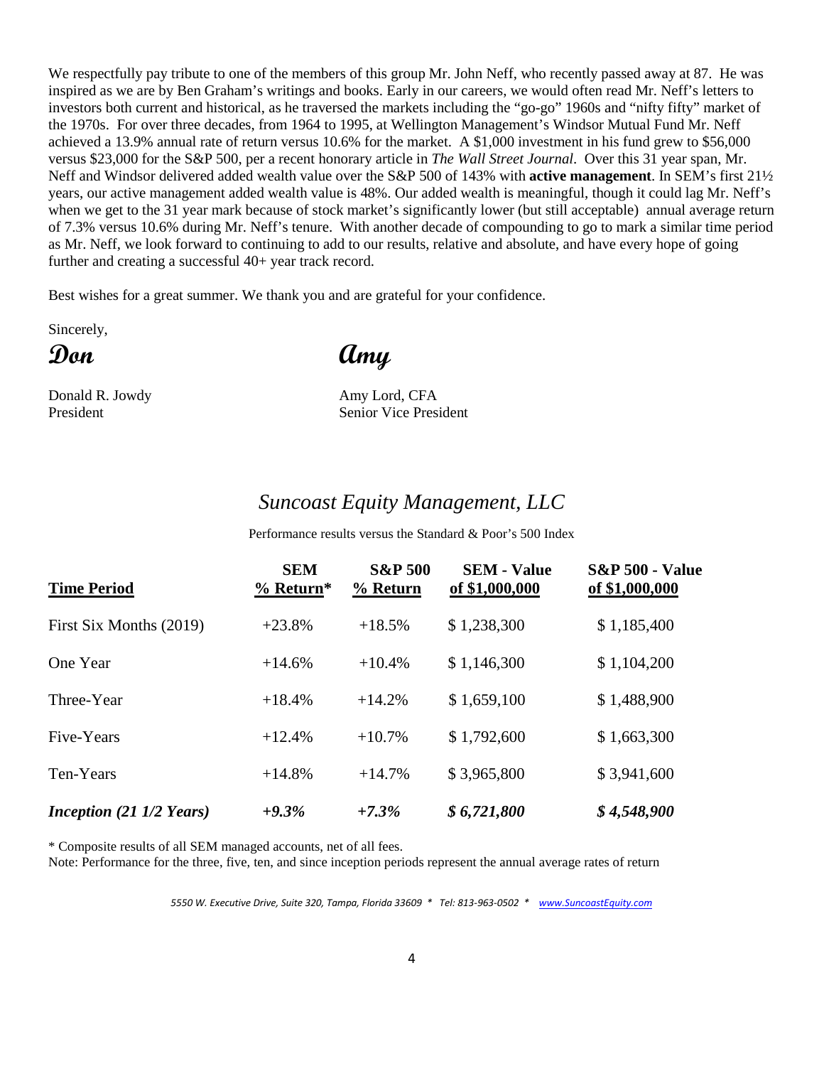We respectfully pay tribute to one of the members of this group Mr. John Neff, who recently passed away at 87. He was inspired as we are by Ben Graham's writings and books. Early in our careers, we would often read Mr. Neff's letters to investors both current and historical, as he traversed the markets including the "go-go" 1960s and "nifty fifty" market of the 1970s. For over three decades, from 1964 to 1995, at Wellington Management's Windsor Mutual Fund Mr. Neff achieved a 13.9% annual rate of return versus 10.6% for the market. A $1,000 investment in his fund grew to $56,000 versus $23,000 for the S&P 500, per a recent honorary article in *The Wall Street Journal*. Over this 31 year span, Mr. Neff and Windsor delivered added wealth value over the S&P 500 of 143% with **active management**. In SEM's first 21½ years, our active management added wealth value is 48%. Our added wealth is meaningful, though it could lag Mr. Neff's when we get to the 31 year mark because of stock market's significantly lower (but still acceptable) annual average return of 7.3% versus 10.6% during Mr. Neff's tenure. With another decade of compounding to go to mark a similar time period as Mr. Neff, we look forward to continuing to add to our results, relative and absolute, and have every hope of going further and creating a successful 40+ year track record.

Best wishes for a great summer. We thank you and are grateful for your confidence.

Sincerely,

**Don** **Amy**

Donald R. Jowdy
President

Amy Lord, CFA
Senior Vice President

## *Suncoast Equity Management, LLC*

Performance results versus the Standard & Poor's 500 Index

| Time Period | SEM % Return* | S&P 500 % Return | SEM - Value of $1,000,000 | S&P 500 - Value of $1,000,000 |
|---|---|---|---|---|
| First Six Months (2019) | +23.8% | +18.5% | $ 1,238,300 | $ 1,185,400 |
| One Year | +14.6% | +10.4% | $ 1,146,300 | $ 1,104,200 |
| Three-Year | +18.4% | +14.2% | $ 1,659,100 | $ 1,488,900 |
| Five-Years | +12.4% | +10.7% | $ 1,792,600 | $ 1,663,300 |
| Ten-Years | +14.8% | +14.7% | $ 3,965,800 | $ 3,941,600 |
| ***Inception (21 1/2 Years)*** | ***+9.3%*** | ***+7.3%*** | ***$ 6,721,800*** | ***$ 4,548,900*** |

\* Composite results of all SEM managed accounts, net of all fees.
Note: Performance for the three, five, ten, and since inception periods represent the annual average rates of return

*5550 W. Executive Drive, Suite 320, Tampa, Florida 33609 \* Tel: 813-963-0502 \* www.SuncoastEquity.com*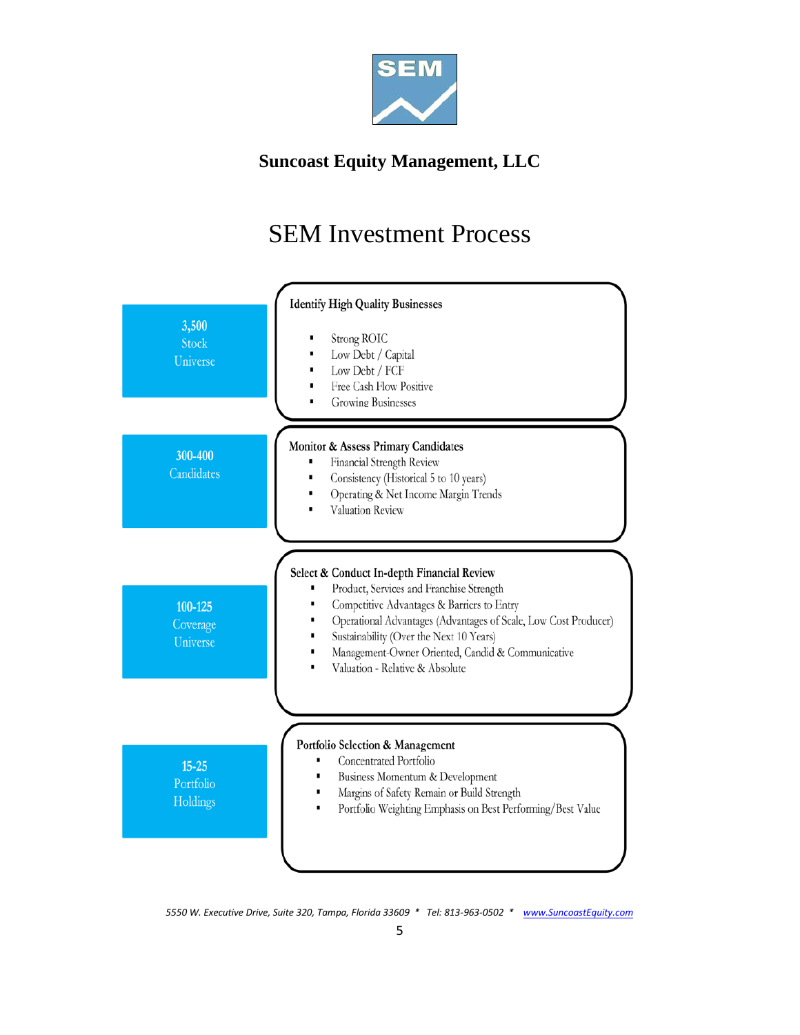SEM

**Suncoast Equity Management, LLC**

# SEM Investment Process

**3,500**
Stock
Universe

**Identify High Quality Businesses**

- Strong ROIC
- Low Debt / Capital
- Low Debt / FCF
- Free Cash Flow Positive
- Growing Businesses

**300-400**
Candidates

**Monitor & Assess Primary Candidates**

- Financial Strength Review
- Consistency (Historical 5 to 10 years)
- Operating & Net Income Margin Trends
- Valuation Review

**100-125**
Coverage
Universe

**Select & Conduct In-depth Financial Review**

- Product, Services and Franchise Strength
- Competitive Advantages & Barriers to Entry
- Operational Advantages (Advantages of Scale, Low Cost Producer)
- Sustainability (Over the Next 10 Years)
- Management-Owner Oriented, Candid & Communicative
- Valuation - Relative & Absolute

**15-25**
Portfolio
Holdings

**Portfolio Selection & Management**

- Concentrated Portfolio
- Business Momentum & Development
- Margins of Safety Remain or Build Strength
- Portfolio Weighting Emphasis on Best Performing/Best Value

*5550 W. Executive Drive, Suite 320, Tampa, Florida 33609 * Tel: 813-963-0502 * www.SuncoastEquity.com*